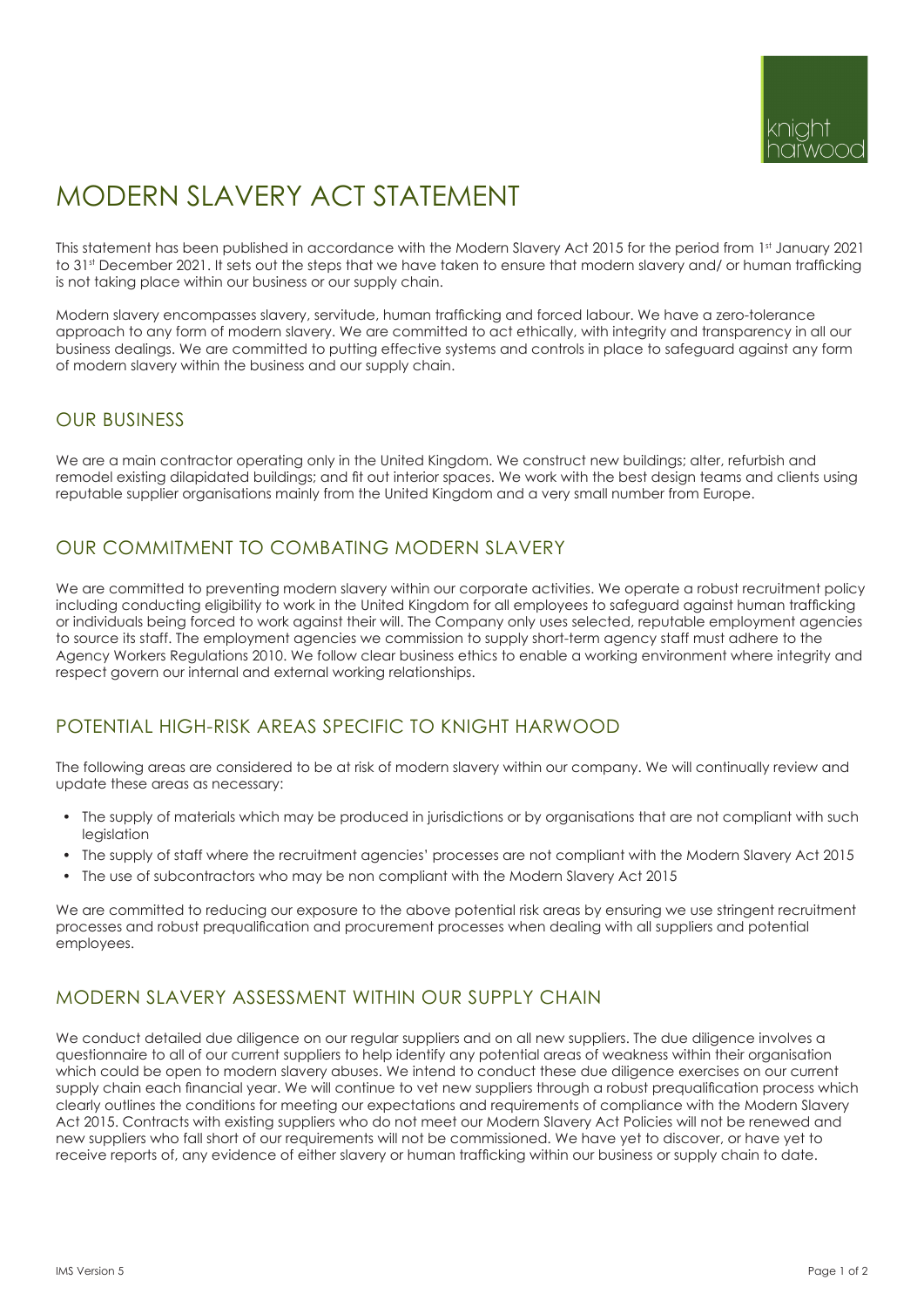# MODERN SLAVERY ACT STATEMENT

This statement has been published in accordance with the Modern Slavery Act 2015 for the period from 1st January 2021 to 31st December 2021. It sets out the steps that we have taken to ensure that modern slavery and/ or human trafficking is not taking place within our business or our supply chain.

Modern slavery encompasses slavery, servitude, human trafficking and forced labour. We have a zero-tolerance approach to any form of modern slavery. We are committed to act ethically, with integrity and transparency in all our business dealings. We are committed to putting effective systems and controls in place to safeguard against any form of modern slavery within the business and our supply chain.

## OUR BUSINESS

We are a main contractor operating only in the United Kingdom. We construct new buildings; alter, refurbish and remodel existing dilapidated buildings; and fit out interior spaces. We work with the best design teams and clients using reputable supplier organisations mainly from the United Kingdom and a very small number from Europe.

## OUR COMMITMENT TO COMBATING MODERN SLAVERY

We are committed to preventing modern slavery within our corporate activities. We operate a robust recruitment policy including conducting eligibility to work in the United Kingdom for all employees to safeguard against human trafficking or individuals being forced to work against their will. The Company only uses selected, reputable employment agencies to source its staff. The employment agencies we commission to supply short-term agency staff must adhere to the Agency Workers Regulations 2010. We follow clear business ethics to enable a working environment where integrity and respect govern our internal and external working relationships.

## POTENTIAL HIGH-RISK AREAS SPECIFIC TO KNIGHT HARWOOD

The following areas are considered to be at risk of modern slavery within our company. We will continually review and update these areas as necessary:

- The supply of materials which may be produced in jurisdictions or by organisations that are not compliant with such legislation
- The supply of staff where the recruitment agencies' processes are not compliant with the Modern Slavery Act 2015
- The use of subcontractors who may be non compliant with the Modern Slavery Act 2015

We are committed to reducing our exposure to the above potential risk areas by ensuring we use stringent recruitment processes and robust prequalification and procurement processes when dealing with all suppliers and potential employees.

## MODERN SLAVERY ASSESSMENT WITHIN OUR SUPPLY CHAIN

We conduct detailed due diligence on our regular suppliers and on all new suppliers. The due diligence involves a questionnaire to all of our current suppliers to help identify any potential areas of weakness within their organisation which could be open to modern slavery abuses. We intend to conduct these due diligence exercises on our current supply chain each financial year. We will continue to vet new suppliers through a robust prequalification process which clearly outlines the conditions for meeting our expectations and requirements of compliance with the Modern Slavery Act 2015. Contracts with existing suppliers who do not meet our Modern Slavery Act Policies will not be renewed and new suppliers who fall short of our requirements will not be commissioned. We have yet to discover, or have yet to receive reports of, any evidence of either slavery or human trafficking within our business or supply chain to date.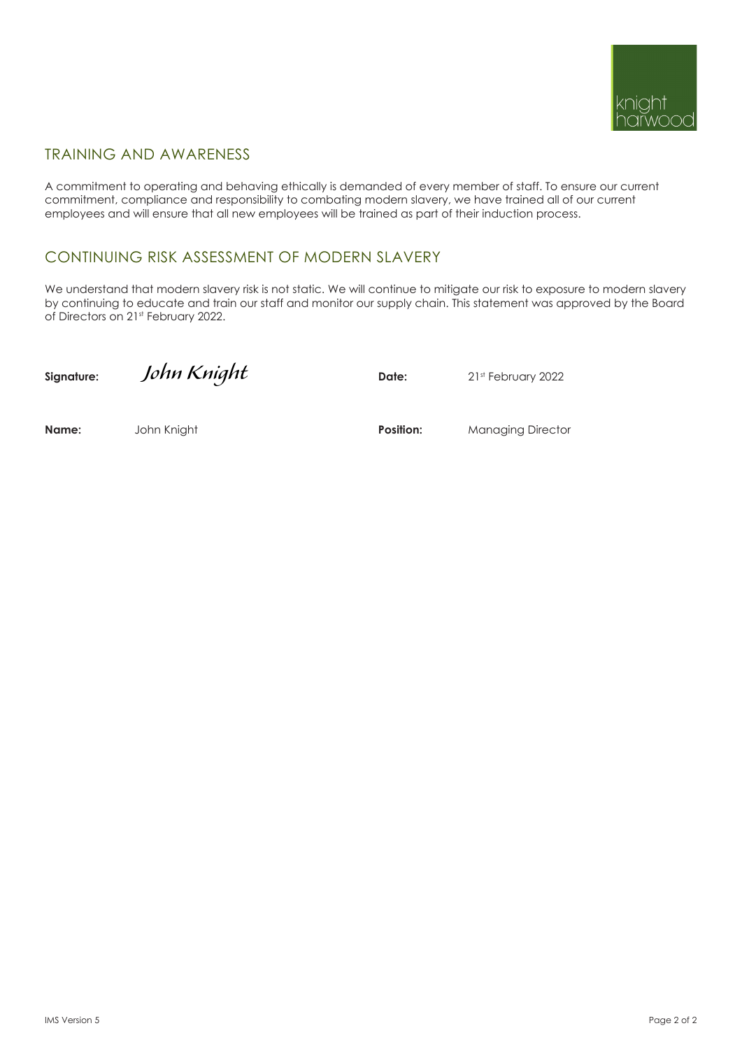## TRAINING AND AWARENESS

A commitment to operating and behaving ethically is demanded of every member of staff. To ensure our current commitment, compliance and responsibility to combating modern slavery, we have trained all of our current employees and will ensure that all new employees will be trained as part of their induction process.

## CONTINUING RISK ASSESSMENT OF MODERN SLAVERY

We understand that modern slavery risk is not static. We will continue to mitigate our risk to exposure to modern slavery by continuing to educate and train our staff and monitor our supply chain. This statement was approved by the Board of Directors on 21st February 2022.

| | | | |
|---|---|---|---|
| **Signature:** | *John Knight* | **Date:** | 21st February 2022 |
| **Name:** | John Knight | **Position:** | Managing Director |